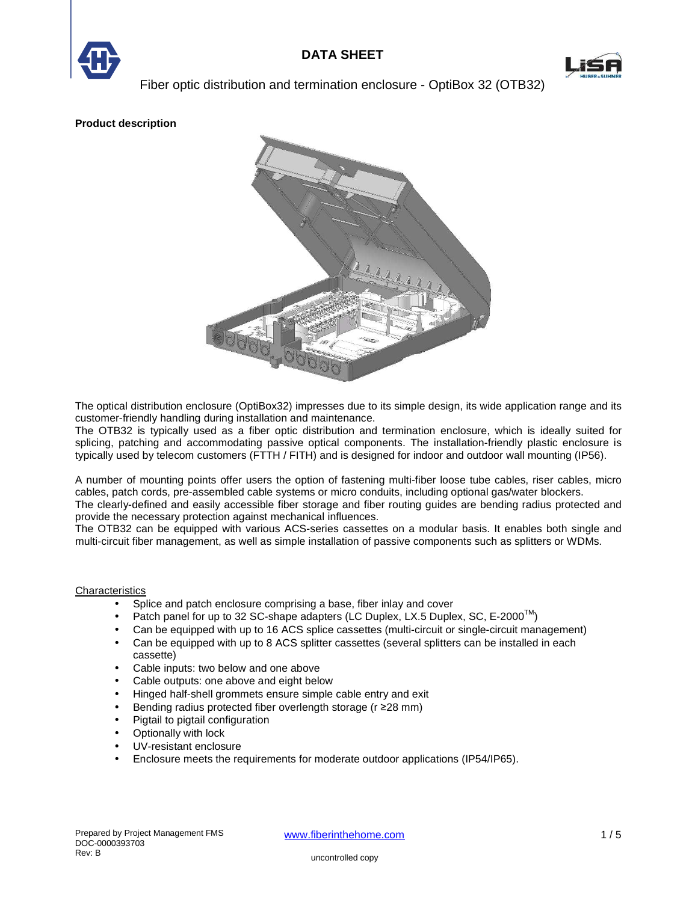# DATA SHEET

Fiber optic distribution and termination enclosure - OptiBox 32 (OTB32)

**Product description**

The optical distribution enclosure (OptiBox32) impresses due to its simple design, its wide application range and its customer-friendly handling during installation and maintenance.
The OTB32 is typically used as a fiber optic distribution and termination enclosure, which is ideally suited for splicing, patching and accommodating passive optical components. The installation-friendly plastic enclosure is typically used by telecom customers (FTTH / FITH) and is designed for indoor and outdoor wall mounting (IP56).

A number of mounting points offer users the option of fastening multi-fiber loose tube cables, riser cables, micro cables, patch cords, pre-assembled cable systems or micro conduits, including optional gas/water blockers.
The clearly-defined and easily accessible fiber storage and fiber routing guides are bending radius protected and provide the necessary protection against mechanical influences.
The OTB32 can be equipped with various ACS-series cassettes on a modular basis. It enables both single and multi-circuit fiber management, as well as simple installation of passive components such as splitters or WDMs.

Characteristics

- Splice and patch enclosure comprising a base, fiber inlay and cover
- Patch panel for up to 32 SC-shape adapters (LC Duplex, LX.5 Duplex, SC, E-2000™)
- Can be equipped with up to 16 ACS splice cassettes (multi-circuit or single-circuit management)
- Can be equipped with up to 8 ACS splitter cassettes (several splitters can be installed in each cassette)
- Cable inputs: two below and one above
- Cable outputs: one above and eight below
- Hinged half-shell grommets ensure simple cable entry and exit
- Bending radius protected fiber overlength storage (r ≥28 mm)
- Pigtail to pigtail configuration
- Optionally with lock
- UV-resistant enclosure
- Enclosure meets the requirements for moderate outdoor applications (IP54/IP65).

Prepared by Project Management FMS
DOC-0000393703
Rev: B

www.fiberinthehome.com

uncontrolled copy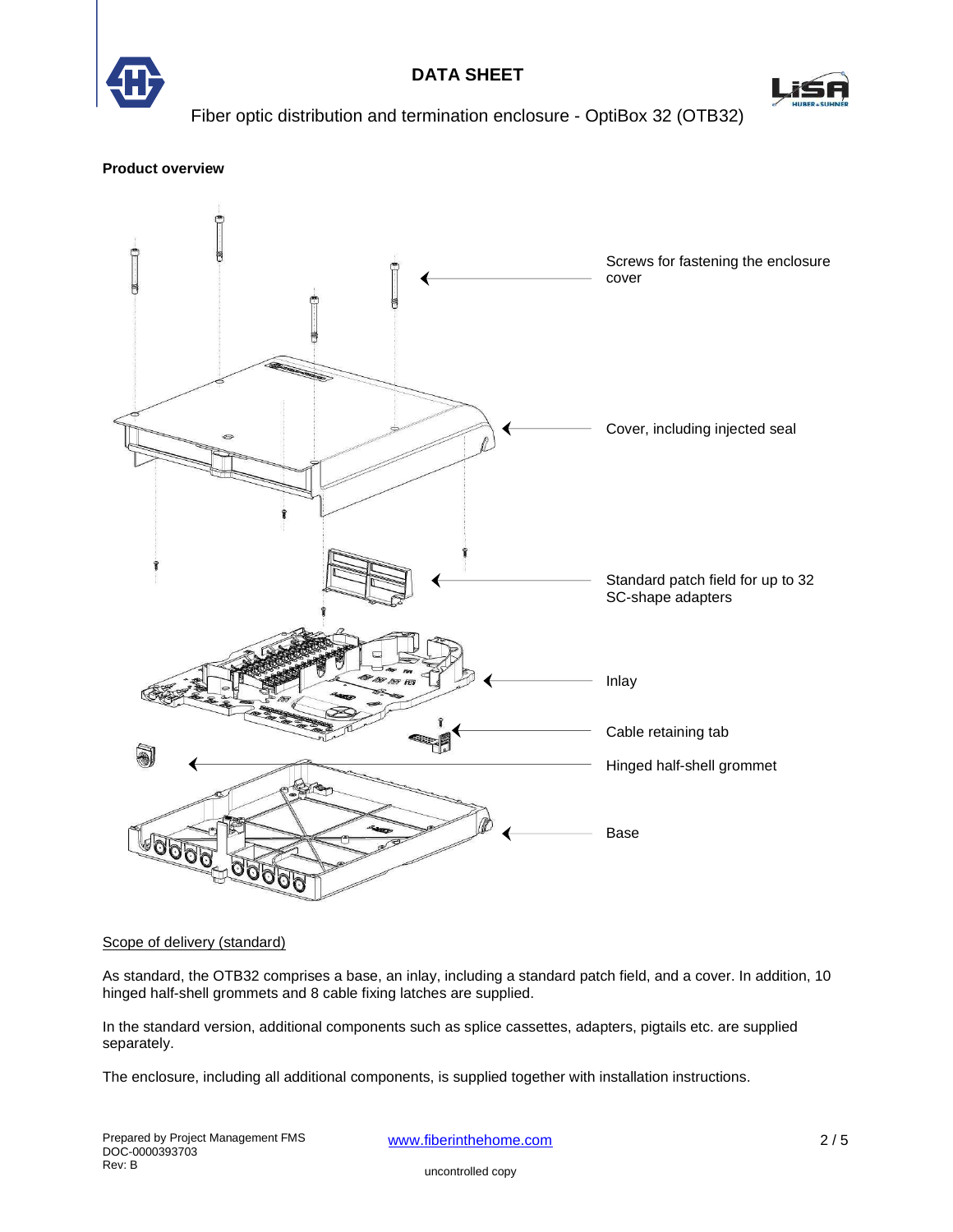**Product overview**

Screws for fastening the enclosure cover

Cover, including injected seal

Standard patch field for up to 32 SC-shape adapters

Inlay

Cable retaining tab

Hinged half-shell grommet

Base

Scope of delivery (standard)

As standard, the OTB32 comprises a base, an inlay, including a standard patch field, and a cover. In addition, 10 hinged half-shell grommets and 8 cable fixing latches are supplied.

In the standard version, additional components such as splice cassettes, adapters, pigtails etc. are supplied separately.

The enclosure, including all additional components, is supplied together with installation instructions.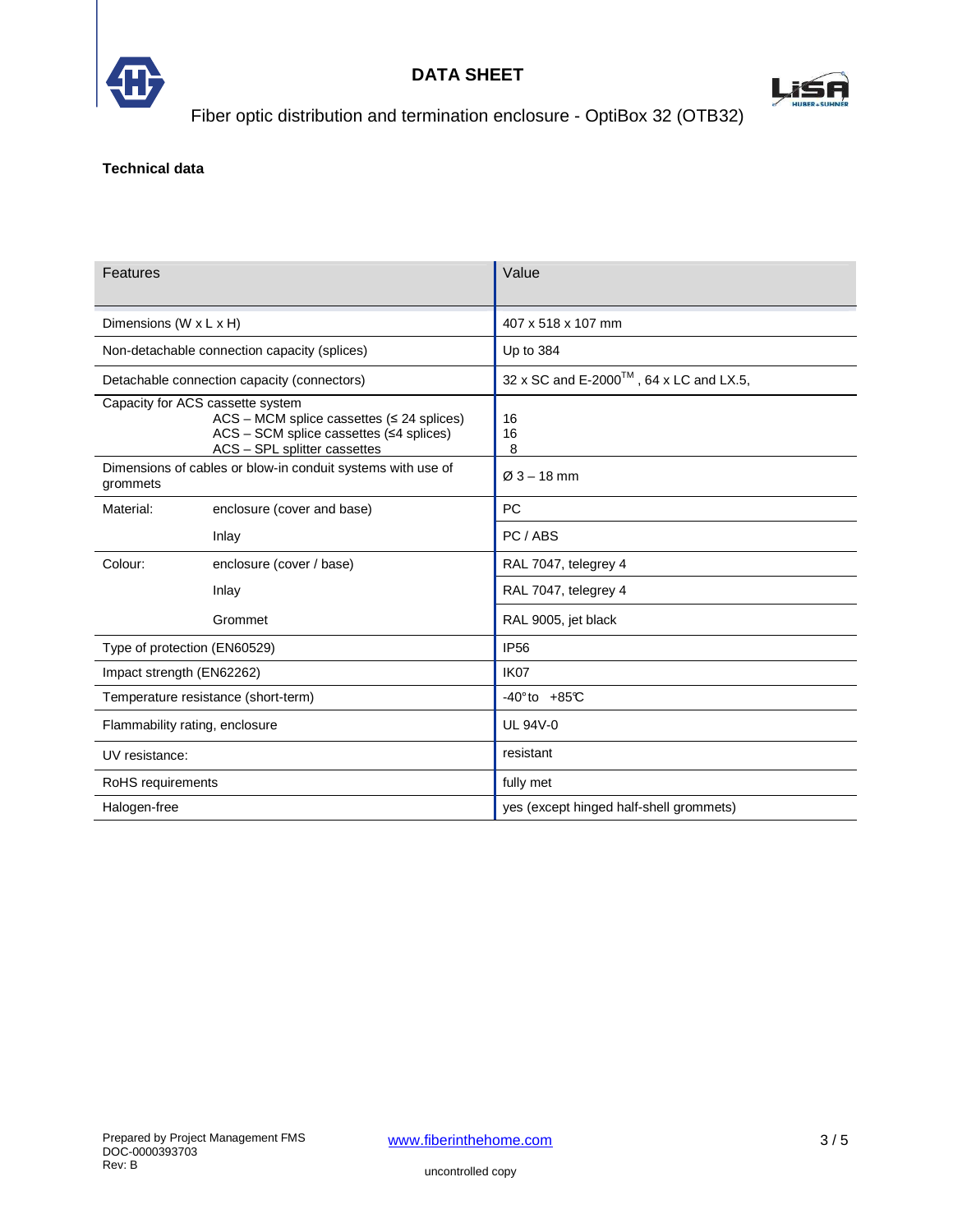# DATA SHEET

Fiber optic distribution and termination enclosure - OptiBox 32 (OTB32)

**Technical data**

| Features | | Value |
|---|---|---|
| Dimensions (W x L x H) | | 407 x 518 x 107 mm |
| Non-detachable connection capacity (splices) | | Up to 384 |
| Detachable connection capacity (connectors) | | 32 x SC and E-2000™ , 64 x LC and LX.5, |
| Capacity for ACS cassette system | | |
| | ACS – MCM splice cassettes (≤ 24 splices) | 16 |
| | ACS – SCM splice cassettes (≤4 splices) | 16 |
| | ACS – SPL splitter cassettes | 8 |
| Dimensions of cables or blow-in conduit systems with use of grommets | | Ø 3 – 18 mm |
| Material: | enclosure (cover and base) | PC |
| | Inlay | PC / ABS |
| Colour: | enclosure (cover / base) | RAL 7047, telegrey 4 |
| | Inlay | RAL 7047, telegrey 4 |
| | Grommet | RAL 9005, jet black |
| Type of protection (EN60529) | | IP56 |
| Impact strength (EN62262) | | IK07 |
| Temperature resistance (short-term) | | -40°to +85°C |
| Flammability rating, enclosure | | UL 94V-0 |
| UV resistance: | | resistant |
| RoHS requirements | | fully met |
| Halogen-free | | yes (except hinged half-shell grommets) |

Prepared by Project Management FMS
DOC-0000393703
Rev: B

www.fiberinthehome.com

uncontrolled copy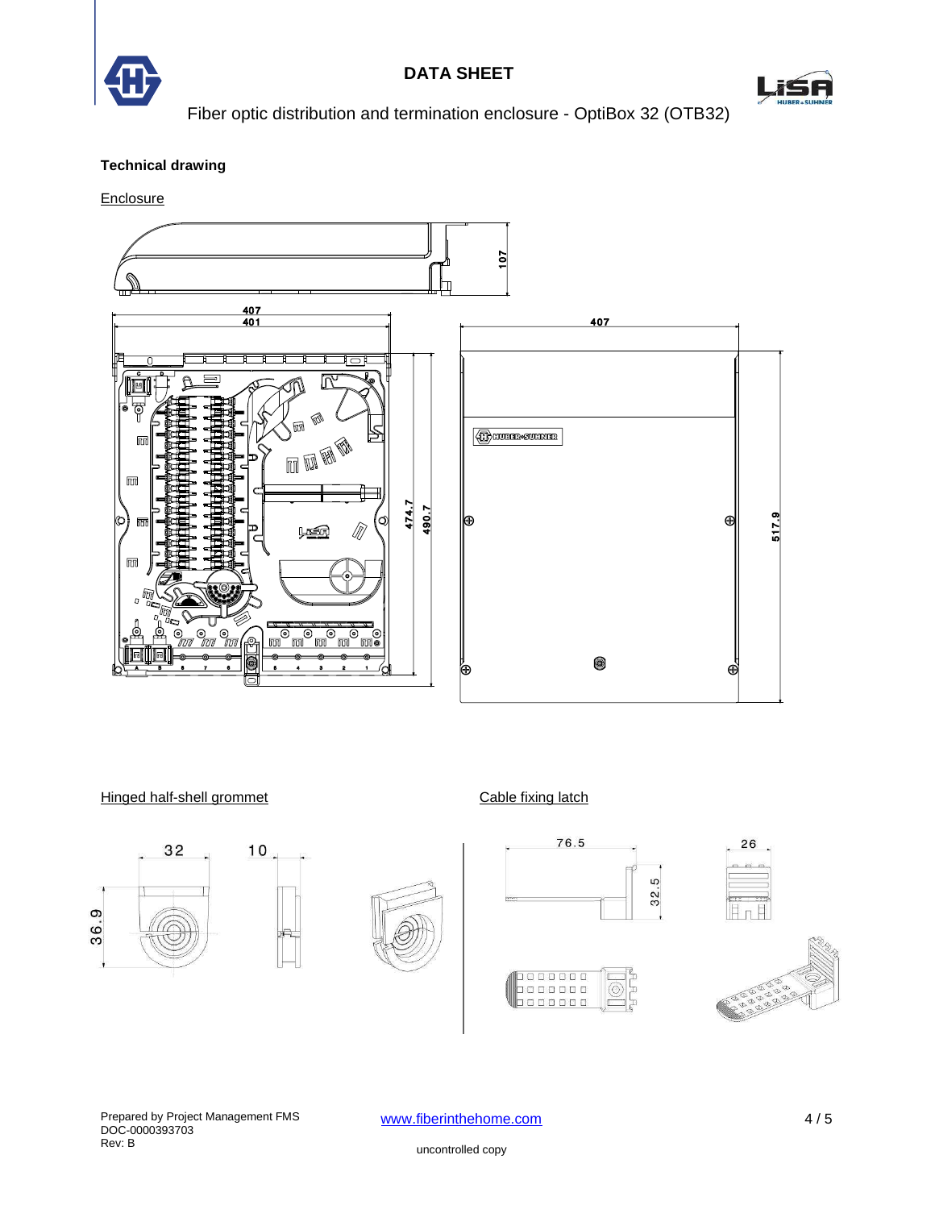**Technical drawing**

Enclosure

107

407
401

407

474.7
490.7

517.9

Hinged half-shell grommet

32 10

36.9

Cable fixing latch

76.5

32.5

26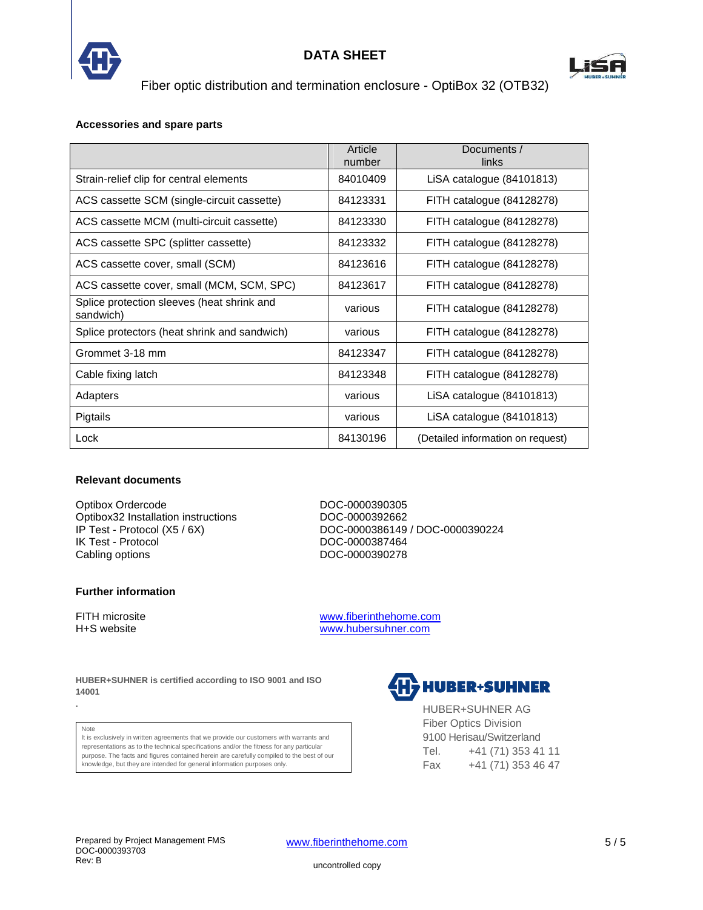## Accessories and spare parts

| | Article number | Documents / links |
|---|---|---|
| Strain-relief clip for central elements | 84010409 | LiSA catalogue (84101813) |
| ACS cassette SCM (single-circuit cassette) | 84123331 | FITH catalogue (84128278) |
| ACS cassette MCM (multi-circuit cassette) | 84123330 | FITH catalogue (84128278) |
| ACS cassette SPC (splitter cassette) | 84123332 | FITH catalogue (84128278) |
| ACS cassette cover, small (SCM) | 84123616 | FITH catalogue (84128278) |
| ACS cassette cover, small (MCM, SCM, SPC) | 84123617 | FITH catalogue (84128278) |
| Splice protection sleeves (heat shrink and sandwich) | various | FITH catalogue (84128278) |
| Splice protectors (heat shrink and sandwich) | various | FITH catalogue (84128278) |
| Grommet 3-18 mm | 84123347 | FITH catalogue (84128278) |
| Cable fixing latch | 84123348 | FITH catalogue (84128278) |
| Adapters | various | LiSA catalogue (84101813) |
| Pigtails | various | LiSA catalogue (84101813) |
| Lock | 84130196 | (Detailed information on request) |

## Relevant documents

| | |
|---|---|
| Optibox Ordercode | DOC-0000390305 |
| Optibox32 Installation instructions | DOC-0000392662 |
| IP Test - Protocol (X5 / 6X) | DOC-0000386149 / DOC-0000390224 |
| IK Test - Protocol | DOC-0000387464 |
| Cabling options | DOC-0000390278 |

## Further information

| | |
|---|---|
| FITH microsite | www.fiberinthehome.com |
| H+S website | www.hubersuhner.com |

**HUBER+SUHNER is certified according to ISO 9001 and ISO 14001**

.

Note
It is exclusively in written agreements that we provide our customers with warrants and representations as to the technical specifications and/or the fitness for any particular purpose. The facts and figures contained herein are carefully compiled to the best of our knowledge, but they are intended for general information purposes only.

HUBER+SUHNER

HUBER+SUHNER AG
Fiber Optics Division
9100 Herisau/Switzerland
Tel. +41 (71) 353 41 11
Fax +41 (71) 353 46 47

Prepared by Project Management FMS
DOC-0000393703
Rev: B

uncontrolled copy